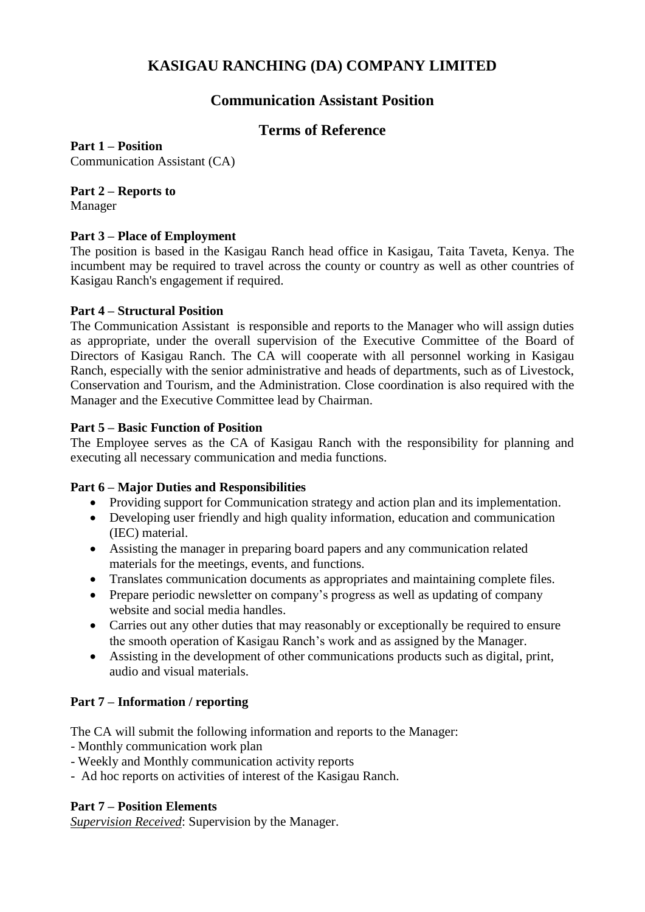# KASIGAU RANCHING (DA) COMPANY LIMITED

## Communication Assistant Position

## Terms of Reference

**Part 1 – Position**
Communication Assistant (CA)

**Part 2 – Reports to**
Manager

**Part 3 – Place of Employment**
The position is based in the Kasigau Ranch head office in Kasigau, Taita Taveta, Kenya. The incumbent may be required to travel across the county or country as well as other countries of Kasigau Ranch's engagement if required.

**Part 4 – Structural Position**
The Communication Assistant is responsible and reports to the Manager who will assign duties as appropriate, under the overall supervision of the Executive Committee of the Board of Directors of Kasigau Ranch. The CA will cooperate with all personnel working in Kasigau Ranch, especially with the senior administrative and heads of departments, such as of Livestock, Conservation and Tourism, and the Administration. Close coordination is also required with the Manager and the Executive Committee lead by Chairman.

**Part 5 – Basic Function of Position**
The Employee serves as the CA of Kasigau Ranch with the responsibility for planning and executing all necessary communication and media functions.

**Part 6 – Major Duties and Responsibilities**

- Providing support for Communication strategy and action plan and its implementation.
- Developing user friendly and high quality information, education and communication (IEC) material.
- Assisting the manager in preparing board papers and any communication related materials for the meetings, events, and functions.
- Translates communication documents as appropriates and maintaining complete files.
- Prepare periodic newsletter on company's progress as well as updating of company website and social media handles.
- Carries out any other duties that may reasonably or exceptionally be required to ensure the smooth operation of Kasigau Ranch's work and as assigned by the Manager.
- Assisting in the development of other communications products such as digital, print, audio and visual materials.

**Part 7 – Information / reporting**

The CA will submit the following information and reports to the Manager:
- Monthly communication work plan
- Weekly and Monthly communication activity reports
- Ad hoc reports on activities of interest of the Kasigau Ranch.

**Part 7 – Position Elements**
***Supervision Received***: Supervision by the Manager.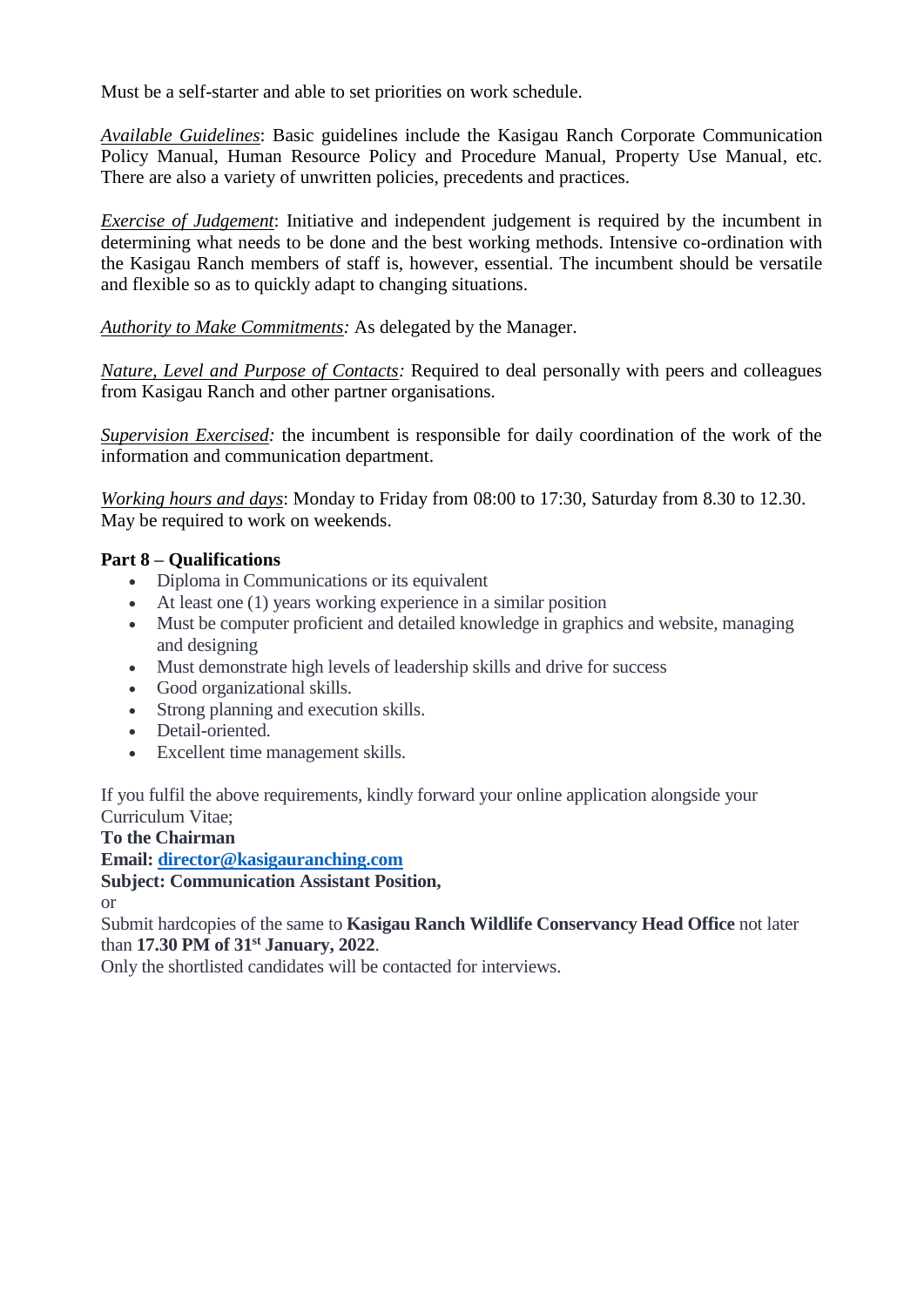Must be a self-starter and able to set priorities on work schedule.

*Available Guidelines*: Basic guidelines include the Kasigau Ranch Corporate Communication Policy Manual, Human Resource Policy and Procedure Manual, Property Use Manual, etc. There are also a variety of unwritten policies, precedents and practices.

*Exercise of Judgement*: Initiative and independent judgement is required by the incumbent in determining what needs to be done and the best working methods. Intensive co-ordination with the Kasigau Ranch members of staff is, however, essential. The incumbent should be versatile and flexible so as to quickly adapt to changing situations.

*Authority to Make Commitments:* As delegated by the Manager.

*Nature, Level and Purpose of Contacts:* Required to deal personally with peers and colleagues from Kasigau Ranch and other partner organisations.

*Supervision Exercised:* the incumbent is responsible for daily coordination of the work of the information and communication department.

*Working hours and days*: Monday to Friday from 08:00 to 17:30, Saturday from 8.30 to 12.30. May be required to work on weekends.

**Part 8 – Qualifications**

- Diploma in Communications or its equivalent
- At least one (1) years working experience in a similar position
- Must be computer proficient and detailed knowledge in graphics and website, managing and designing
- Must demonstrate high levels of leadership skills and drive for success
- Good organizational skills.
- Strong planning and execution skills.
- Detail-oriented.
- Excellent time management skills.

If you fulfil the above requirements, kindly forward your online application alongside your Curriculum Vitae;

**To the Chairman**

**Email: director@kasigauranching.com**

**Subject: Communication Assistant Position,**

or

Submit hardcopies of the same to **Kasigau Ranch Wildlife Conservancy Head Office** not later than **17.30 PM of 31st January, 2022**.

Only the shortlisted candidates will be contacted for interviews.